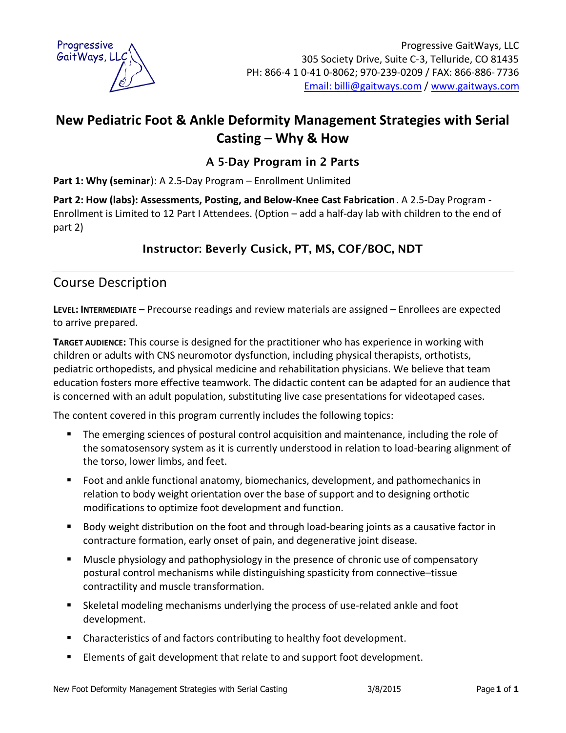Progressive GaitWays, LLC
305 Society Drive, Suite C-3, Telluride, CO 81435
PH: 866-4 1 0-41 0-8062; 970-239-0209 / FAX: 866-886- 7736
Email: billi@gaitways.com / www.gaitways.com

# New Pediatric Foot & Ankle Deformity Management Strategies with Serial Casting – Why & How

### A 5-Day Program in 2 Parts

**Part 1: Why (seminar**): A 2.5-Day Program – Enrollment Unlimited

**Part 2: How (labs): Assessments, Posting, and Below-Knee Cast Fabrication**. A 2.5-Day Program - Enrollment is Limited to 12 Part I Attendees. (Option – add a half-day lab with children to the end of part 2)

### Instructor: Beverly Cusick, PT, MS, COF/BOC, NDT

## Course Description

**LEVEL: INTERMEDIATE** – Precourse readings and review materials are assigned – Enrollees are expected to arrive prepared.

**TARGET AUDIENCE:** This course is designed for the practitioner who has experience in working with children or adults with CNS neuromotor dysfunction, including physical therapists, orthotists, pediatric orthopedists, and physical medicine and rehabilitation physicians. We believe that team education fosters more effective teamwork. The didactic content can be adapted for an audience that is concerned with an adult population, substituting live case presentations for videotaped cases.

The content covered in this program currently includes the following topics:

- The emerging sciences of postural control acquisition and maintenance, including the role of the somatosensory system as it is currently understood in relation to load-bearing alignment of the torso, lower limbs, and feet.
- Foot and ankle functional anatomy, biomechanics, development, and pathomechanics in relation to body weight orientation over the base of support and to designing orthotic modifications to optimize foot development and function.
- Body weight distribution on the foot and through load-bearing joints as a causative factor in contracture formation, early onset of pain, and degenerative joint disease.
- Muscle physiology and pathophysiology in the presence of chronic use of compensatory postural control mechanisms while distinguishing spasticity from connective–tissue contractility and muscle transformation.
- Skeletal modeling mechanisms underlying the process of use-related ankle and foot development.
- Characteristics of and factors contributing to healthy foot development.
- Elements of gait development that relate to and support foot development.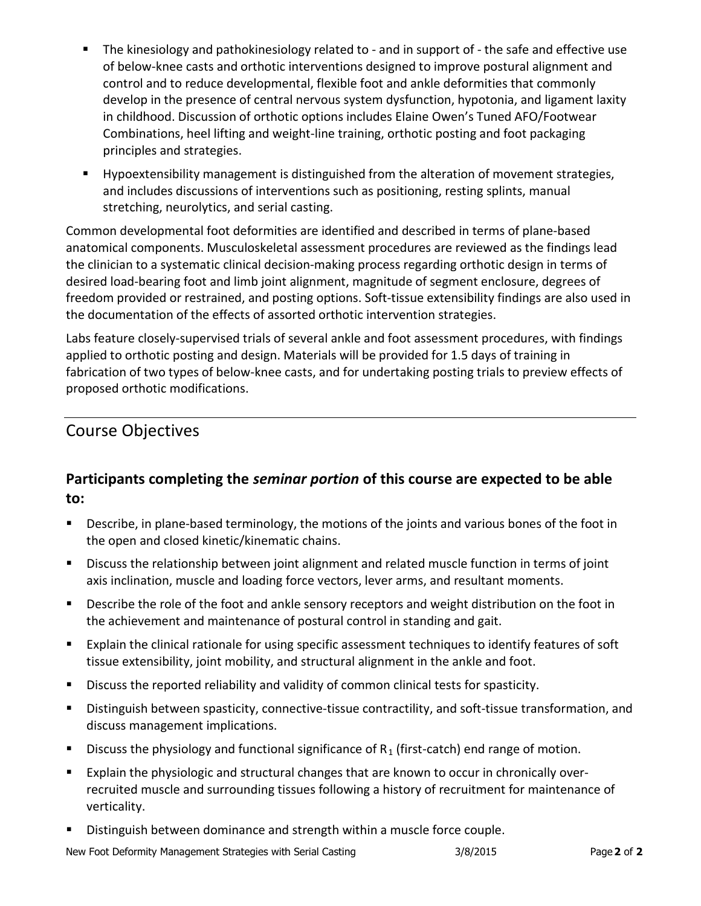- The kinesiology and pathokinesiology related to - and in support of - the safe and effective use of below-knee casts and orthotic interventions designed to improve postural alignment and control and to reduce developmental, flexible foot and ankle deformities that commonly develop in the presence of central nervous system dysfunction, hypotonia, and ligament laxity in childhood. Discussion of orthotic options includes Elaine Owen's Tuned AFO/Footwear Combinations, heel lifting and weight-line training, orthotic posting and foot packaging principles and strategies.
- Hypoextensibility management is distinguished from the alteration of movement strategies, and includes discussions of interventions such as positioning, resting splints, manual stretching, neurolytics, and serial casting.

Common developmental foot deformities are identified and described in terms of plane-based anatomical components. Musculoskeletal assessment procedures are reviewed as the findings lead the clinician to a systematic clinical decision-making process regarding orthotic design in terms of desired load-bearing foot and limb joint alignment, magnitude of segment enclosure, degrees of freedom provided or restrained, and posting options. Soft-tissue extensibility findings are also used in the documentation of the effects of assorted orthotic intervention strategies.

Labs feature closely-supervised trials of several ankle and foot assessment procedures, with findings applied to orthotic posting and design. Materials will be provided for 1.5 days of training in fabrication of two types of below-knee casts, and for undertaking posting trials to preview effects of proposed orthotic modifications.

## Course Objectives

### Participants completing the *seminar portion* of this course are expected to be able to:

- Describe, in plane-based terminology, the motions of the joints and various bones of the foot in the open and closed kinetic/kinematic chains.
- Discuss the relationship between joint alignment and related muscle function in terms of joint axis inclination, muscle and loading force vectors, lever arms, and resultant moments.
- Describe the role of the foot and ankle sensory receptors and weight distribution on the foot in the achievement and maintenance of postural control in standing and gait.
- Explain the clinical rationale for using specific assessment techniques to identify features of soft tissue extensibility, joint mobility, and structural alignment in the ankle and foot.
- Discuss the reported reliability and validity of common clinical tests for spasticity.
- Distinguish between spasticity, connective-tissue contractility, and soft-tissue transformation, and discuss management implications.
- Discuss the physiology and functional significance of $R_1$ (first-catch) end range of motion.
- Explain the physiologic and structural changes that are known to occur in chronically over-recruited muscle and surrounding tissues following a history of recruitment for maintenance of verticality.
- Distinguish between dominance and strength within a muscle force couple.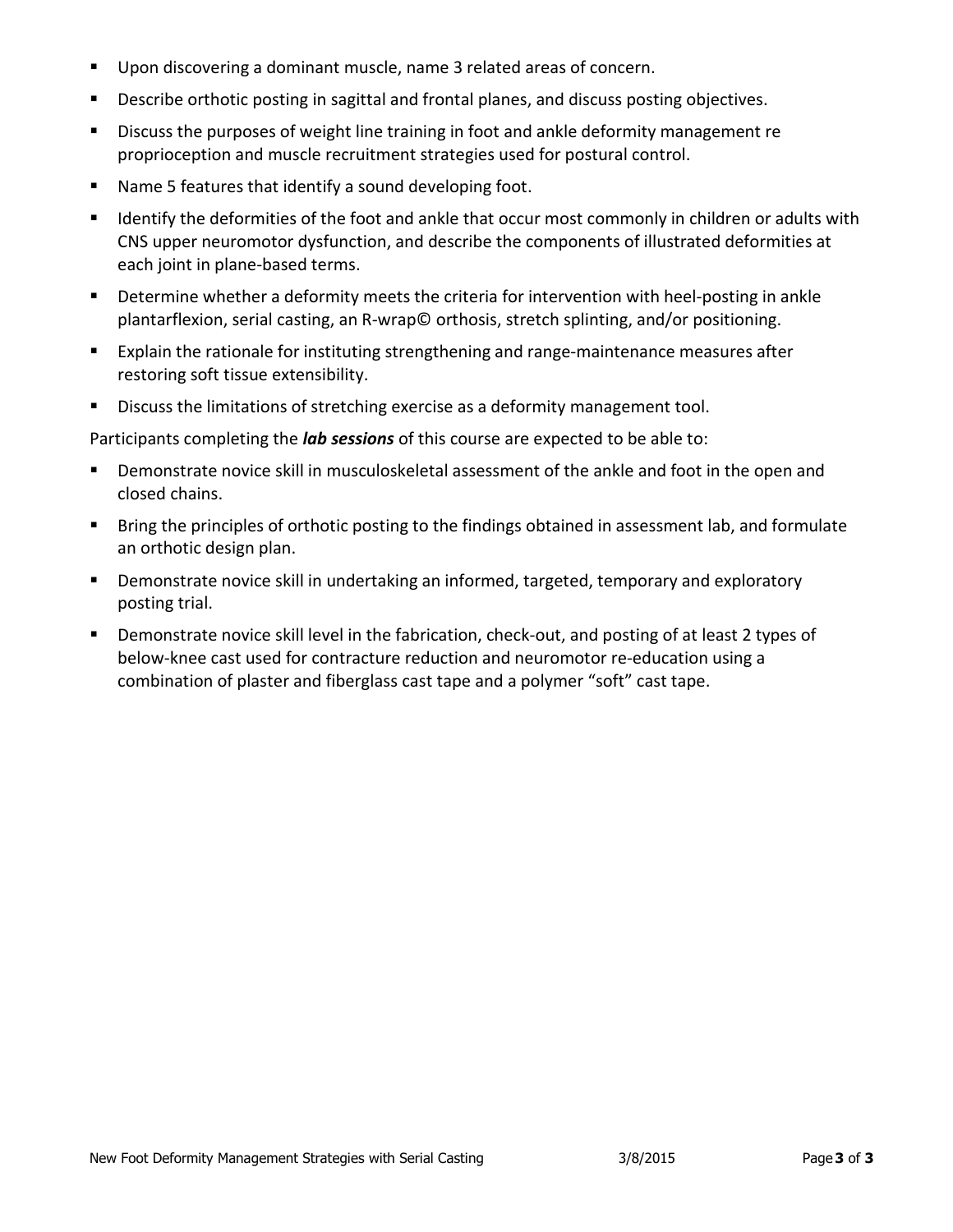- Upon discovering a dominant muscle, name 3 related areas of concern.
- Describe orthotic posting in sagittal and frontal planes, and discuss posting objectives.
- Discuss the purposes of weight line training in foot and ankle deformity management re proprioception and muscle recruitment strategies used for postural control.
- Name 5 features that identify a sound developing foot.
- Identify the deformities of the foot and ankle that occur most commonly in children or adults with CNS upper neuromotor dysfunction, and describe the components of illustrated deformities at each joint in plane-based terms.
- Determine whether a deformity meets the criteria for intervention with heel-posting in ankle plantarflexion, serial casting, an R-wrap© orthosis, stretch splinting, and/or positioning.
- Explain the rationale for instituting strengthening and range-maintenance measures after restoring soft tissue extensibility.
- Discuss the limitations of stretching exercise as a deformity management tool.

Participants completing the ***lab sessions*** of this course are expected to be able to:

- Demonstrate novice skill in musculoskeletal assessment of the ankle and foot in the open and closed chains.
- Bring the principles of orthotic posting to the findings obtained in assessment lab, and formulate an orthotic design plan.
- Demonstrate novice skill in undertaking an informed, targeted, temporary and exploratory posting trial.
- Demonstrate novice skill level in the fabrication, check-out, and posting of at least 2 types of below-knee cast used for contracture reduction and neuromotor re-education using a combination of plaster and fiberglass cast tape and a polymer "soft" cast tape.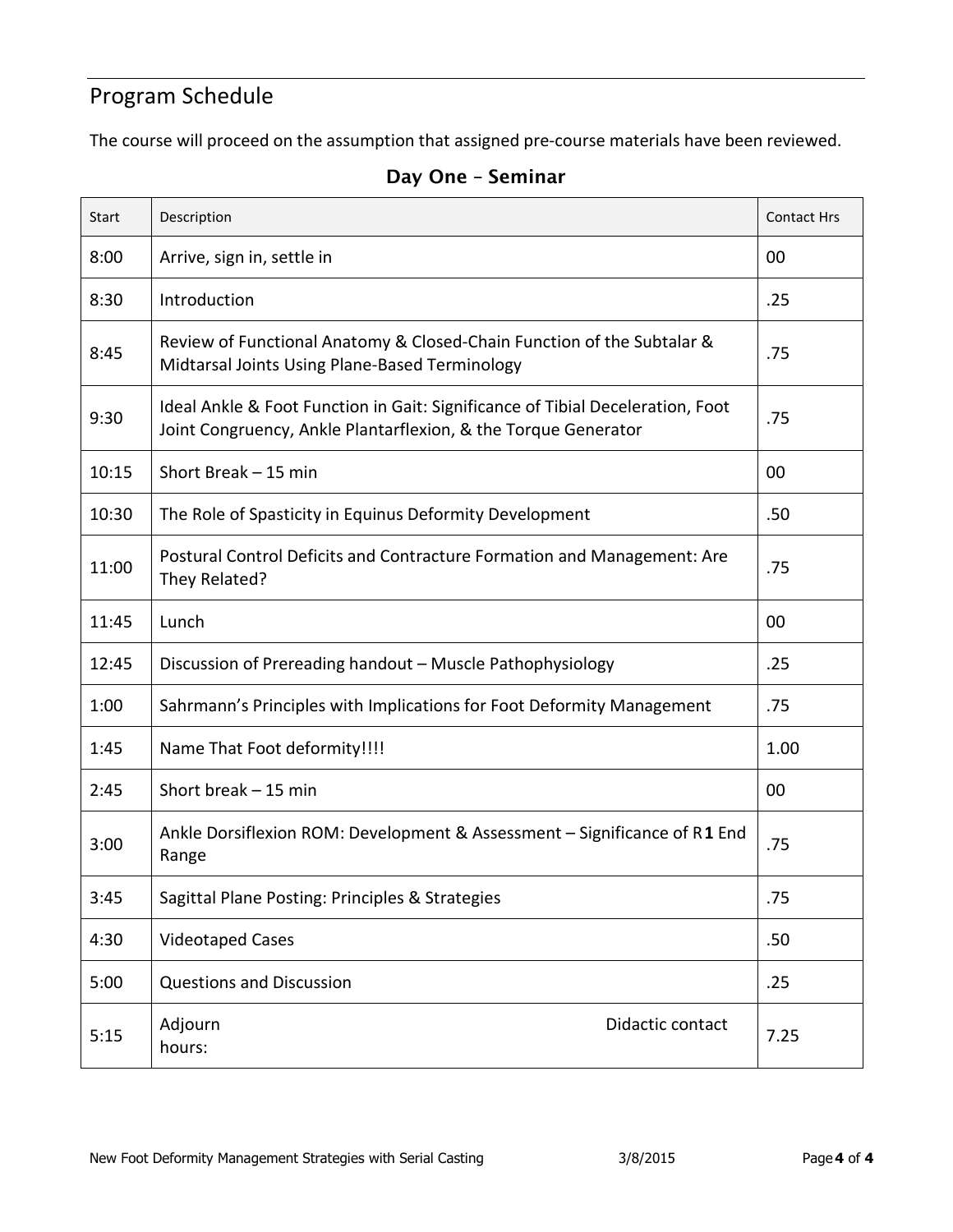## Program Schedule

The course will proceed on the assumption that assigned pre-course materials have been reviewed.

### Day One – Seminar

| Start | Description | Contact Hrs |
|---|---|---|
| 8:00 | Arrive, sign in, settle in | 00 |
| 8:30 | Introduction | .25 |
| 8:45 | Review of Functional Anatomy & Closed-Chain Function of the Subtalar & Midtarsal Joints Using Plane-Based Terminology | .75 |
| 9:30 | Ideal Ankle & Foot Function in Gait: Significance of Tibial Deceleration, Foot Joint Congruency, Ankle Plantarflexion, & the Torque Generator | .75 |
| 10:15 | Short Break – 15 min | 00 |
| 10:30 | The Role of Spasticity in Equinus Deformity Development | .50 |
| 11:00 | Postural Control Deficits and Contracture Formation and Management: Are They Related? | .75 |
| 11:45 | Lunch | 00 |
| 12:45 | Discussion of Prereading handout – Muscle Pathophysiology | .25 |
| 1:00 | Sahrmann's Principles with Implications for Foot Deformity Management | .75 |
| 1:45 | Name That Foot deformity!!!! | 1.00 |
| 2:45 | Short break – 15 min | 00 |
| 3:00 | Ankle Dorsiflexion ROM: Development & Assessment – Significance of R**1** End Range | .75 |
| 3:45 | Sagittal Plane Posting: Principles & Strategies | .75 |
| 4:30 | Videotaped Cases | .50 |
| 5:00 | Questions and Discussion | .25 |
| 5:15 | Adjourn Didactic contact hours: | 7.25 |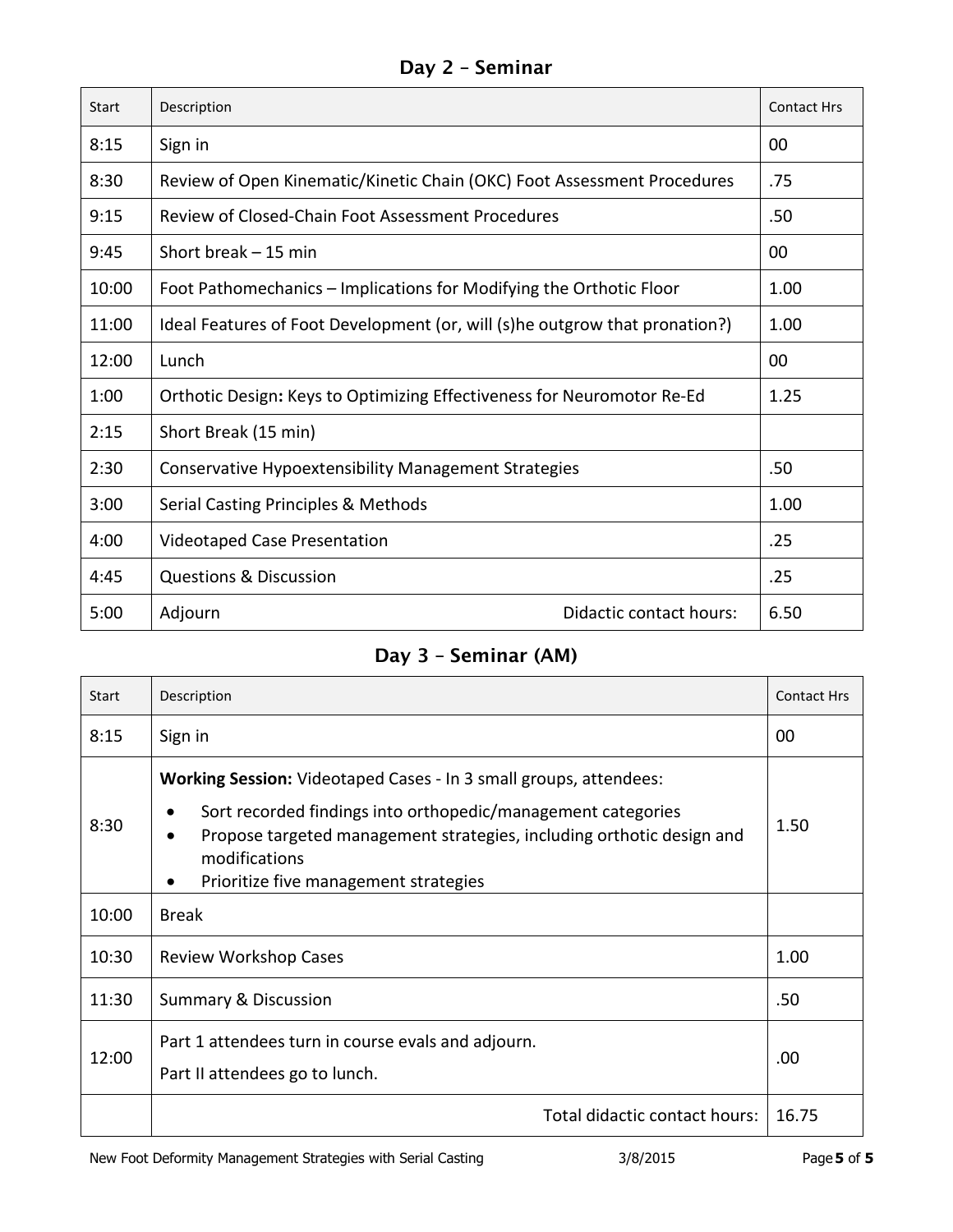## Day 2 – Seminar

| Start | Description | Contact Hrs |
|---|---|---|
| 8:15 | Sign in | 00 |
| 8:30 | Review of Open Kinematic/Kinetic Chain (OKC) Foot Assessment Procedures | .75 |
| 9:15 | Review of Closed-Chain Foot Assessment Procedures | .50 |
| 9:45 | Short break – 15 min | 00 |
| 10:00 | Foot Pathomechanics – Implications for Modifying the Orthotic Floor | 1.00 |
| 11:00 | Ideal Features of Foot Development (or, will (s)he outgrow that pronation?) | 1.00 |
| 12:00 | Lunch | 00 |
| 1:00 | Orthotic Design**:** Keys to Optimizing Effectiveness for Neuromotor Re-Ed | 1.25 |
| 2:15 | Short Break (15 min) | |
| 2:30 | Conservative Hypoextensibility Management Strategies | .50 |
| 3:00 | Serial Casting Principles & Methods | 1.00 |
| 4:00 | Videotaped Case Presentation | .25 |
| 4:45 | Questions & Discussion | .25 |
| 5:00 | Adjourn Didactic contact hours: | 6.50 |

## Day 3 – Seminar (AM)

| Start | Description | Contact Hrs |
|---|---|---|
| 8:15 | Sign in | 00 |
| 8:30 | **Working Session:** Videotaped Cases - In 3 small groups, attendees:<br>• Sort recorded findings into orthopedic/management categories<br>• Propose targeted management strategies, including orthotic design and modifications<br>• Prioritize five management strategies | 1.50 |
| 10:00 | Break | |
| 10:30 | Review Workshop Cases | 1.00 |
| 11:30 | Summary & Discussion | .50 |
| 12:00 | Part 1 attendees turn in course evals and adjourn.<br>Part II attendees go to lunch. | .00 |
| | Total didactic contact hours: | 16.75 |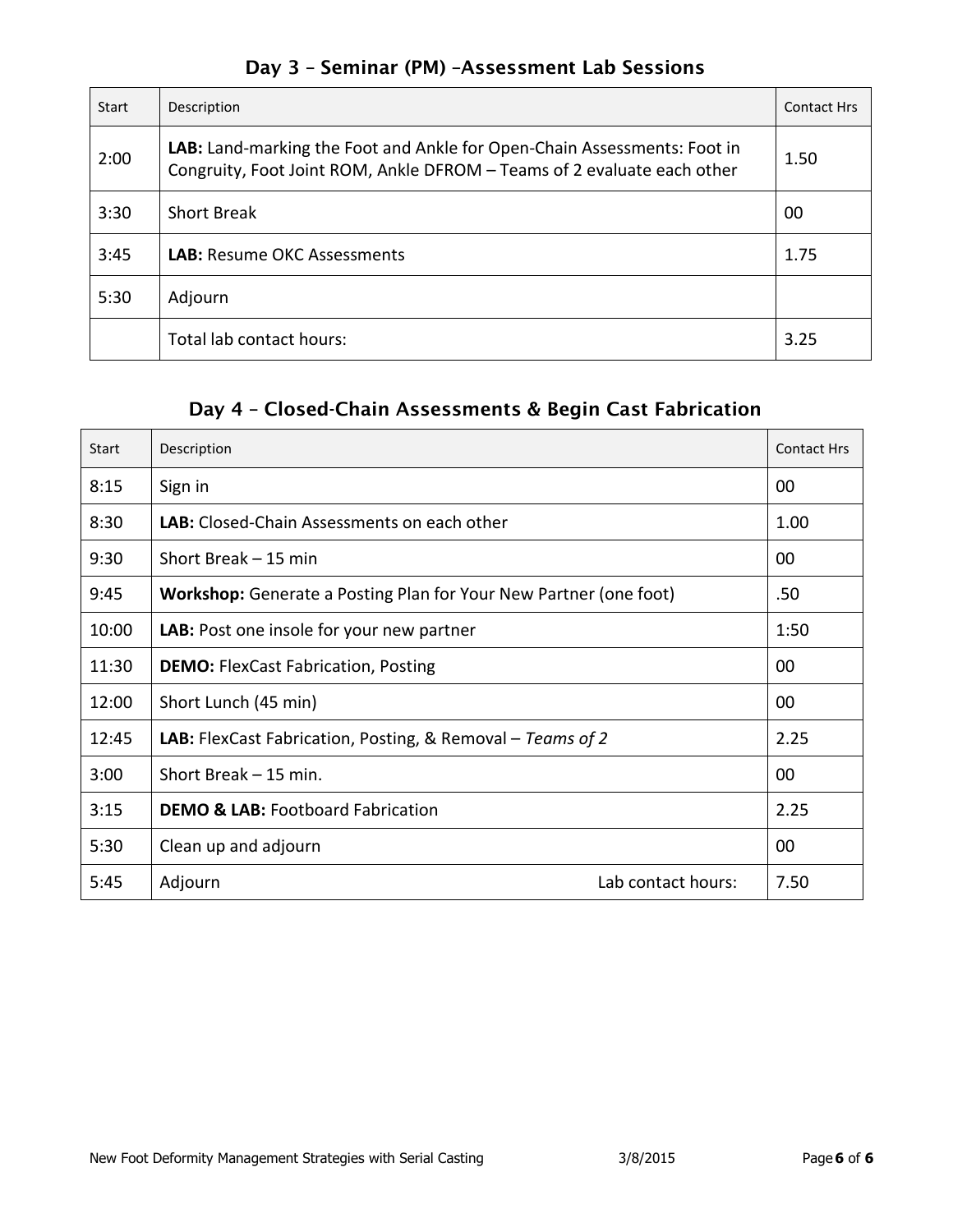## Day 3 – Seminar (PM) –Assessment Lab Sessions

| Start | Description | Contact Hrs |
|---|---|---|
| 2:00 | **LAB:** Land-marking the Foot and Ankle for Open-Chain Assessments: Foot in Congruity, Foot Joint ROM, Ankle DFROM – Teams of 2 evaluate each other | 1.50 |
| 3:30 | Short Break | 00 |
| 3:45 | **LAB:** Resume OKC Assessments | 1.75 |
| 5:30 | Adjourn | |
| | Total lab contact hours: | 3.25 |

## Day 4 – Closed-Chain Assessments & Begin Cast Fabrication

| Start | Description | Contact Hrs |
|---|---|---|
| 8:15 | Sign in | 00 |
| 8:30 | **LAB:** Closed-Chain Assessments on each other | 1.00 |
| 9:30 | Short Break – 15 min | 00 |
| 9:45 | **Workshop:** Generate a Posting Plan for Your New Partner (one foot) | .50 |
| 10:00 | **LAB:** Post one insole for your new partner | 1:50 |
| 11:30 | **DEMO:** FlexCast Fabrication, Posting | 00 |
| 12:00 | Short Lunch (45 min) | 00 |
| 12:45 | **LAB:** FlexCast Fabrication, Posting, & Removal – *Teams of 2* | 2.25 |
| 3:00 | Short Break – 15 min. | 00 |
| 3:15 | **DEMO & LAB:** Footboard Fabrication | 2.25 |
| 5:30 | Clean up and adjourn | 00 |
| 5:45 | Adjourn Lab contact hours: | 7.50 |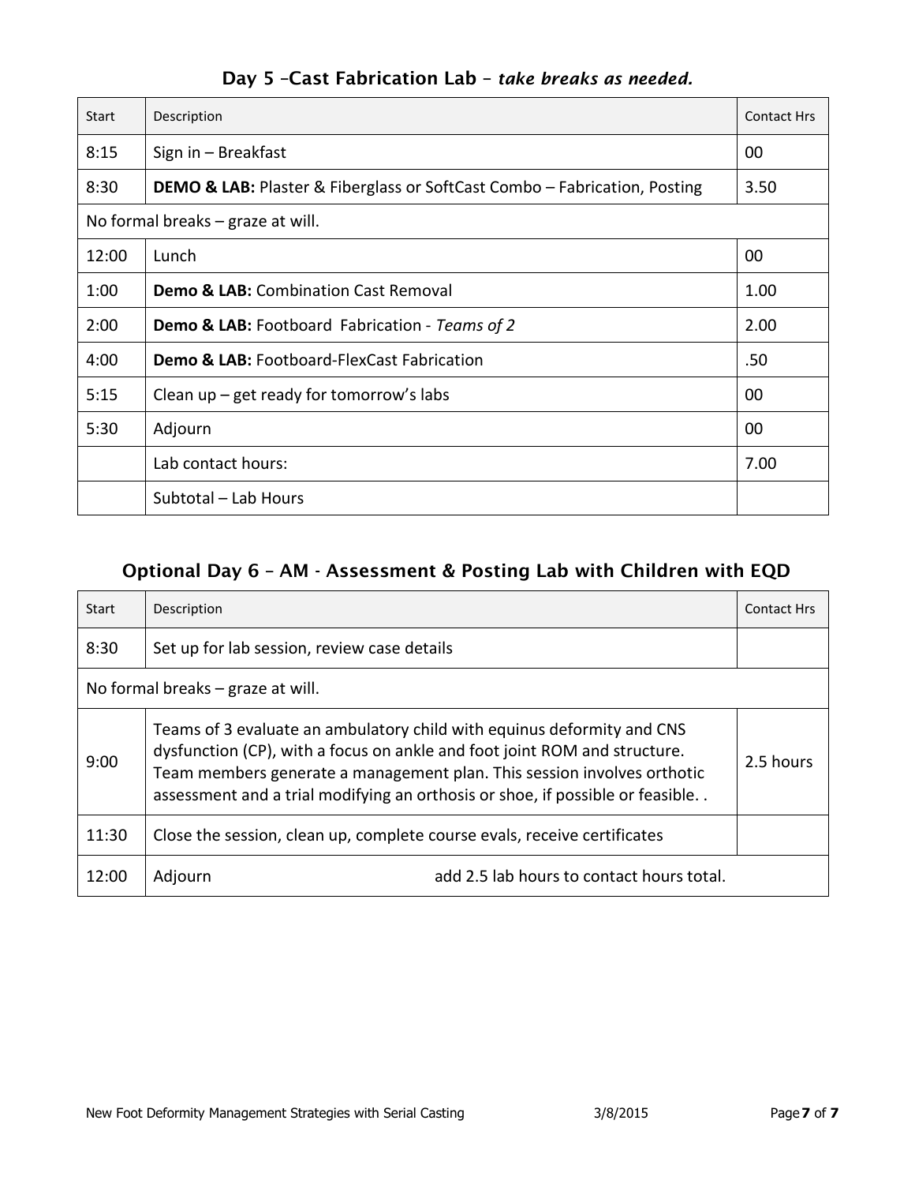## Day 5 –Cast Fabrication Lab – *take breaks as needed.*

| Start | Description | Contact Hrs |
|---|---|---|
| 8:15 | Sign in – Breakfast | 00 |
| 8:30 | **DEMO & LAB:** Plaster & Fiberglass or SoftCast Combo – Fabrication, Posting | 3.50 |
| No formal breaks – graze at will. | | |
| 12:00 | Lunch | 00 |
| 1:00 | **Demo & LAB:** Combination Cast Removal | 1.00 |
| 2:00 | **Demo & LAB:** Footboard Fabrication - *Teams of 2* | 2.00 |
| 4:00 | **Demo & LAB:** Footboard-FlexCast Fabrication | .50 |
| 5:15 | Clean up – get ready for tomorrow's labs | 00 |
| 5:30 | Adjourn | 00 |
| | Lab contact hours: | 7.00 |
| | Subtotal – Lab Hours | |

## Optional Day 6 – AM - Assessment & Posting Lab with Children with EQD

| Start | Description | Contact Hrs |
|---|---|---|
| 8:30 | Set up for lab session, review case details | |
| No formal breaks – graze at will. | | |
| 9:00 | Teams of 3 evaluate an ambulatory child with equinus deformity and CNS dysfunction (CP), with a focus on ankle and foot joint ROM and structure. Team members generate a management plan. This session involves orthotic assessment and a trial modifying an orthosis or shoe, if possible or feasible. . | 2.5 hours |
| 11:30 | Close the session, clean up, complete course evals, receive certificates | |
| 12:00 | Adjourn add 2.5 lab hours to contact hours total. | |